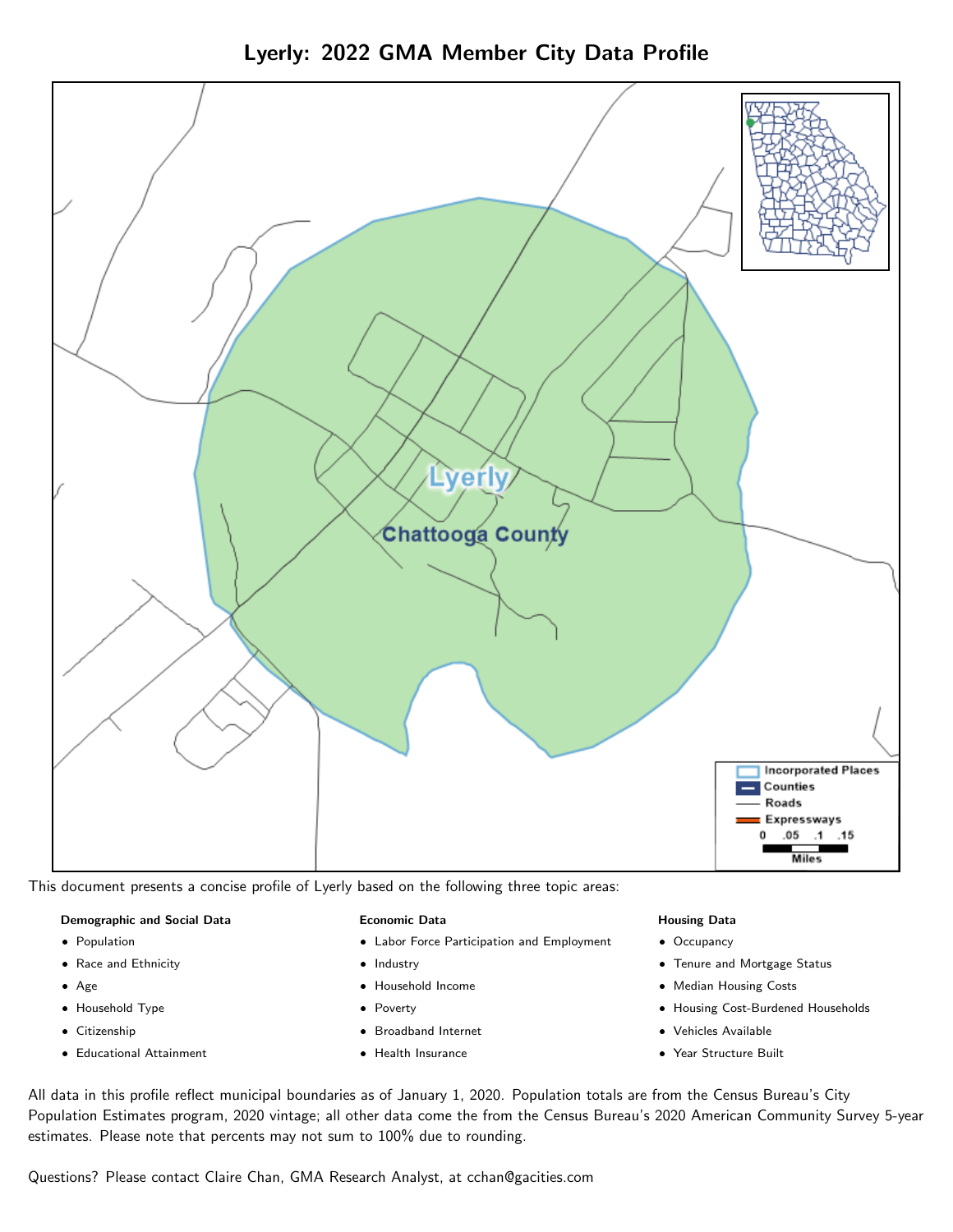# Lyerly: 2022 GMA Member City Data Profile

This document presents a concise profile of Lyerly based on the following three topic areas:

**Demographic and Social Data**

- Population
- Race and Ethnicity
- Age
- Household Type
- Citizenship
- Educational Attainment

**Economic Data**

- Labor Force Participation and Employment
- Industry
- Household Income
- Poverty
- Broadband Internet
- Health Insurance

**Housing Data**

- Occupancy
- Tenure and Mortgage Status
- Median Housing Costs
- Housing Cost-Burdened Households
- Vehicles Available
- Year Structure Built

All data in this profile reflect municipal boundaries as of January 1, 2020. Population totals are from the Census Bureau's City Population Estimates program, 2020 vintage; all other data come the from the Census Bureau's 2020 American Community Survey 5-year estimates. Please note that percents may not sum to 100% due to rounding.

Questions? Please contact Claire Chan, GMA Research Analyst, at cchan@gacities.com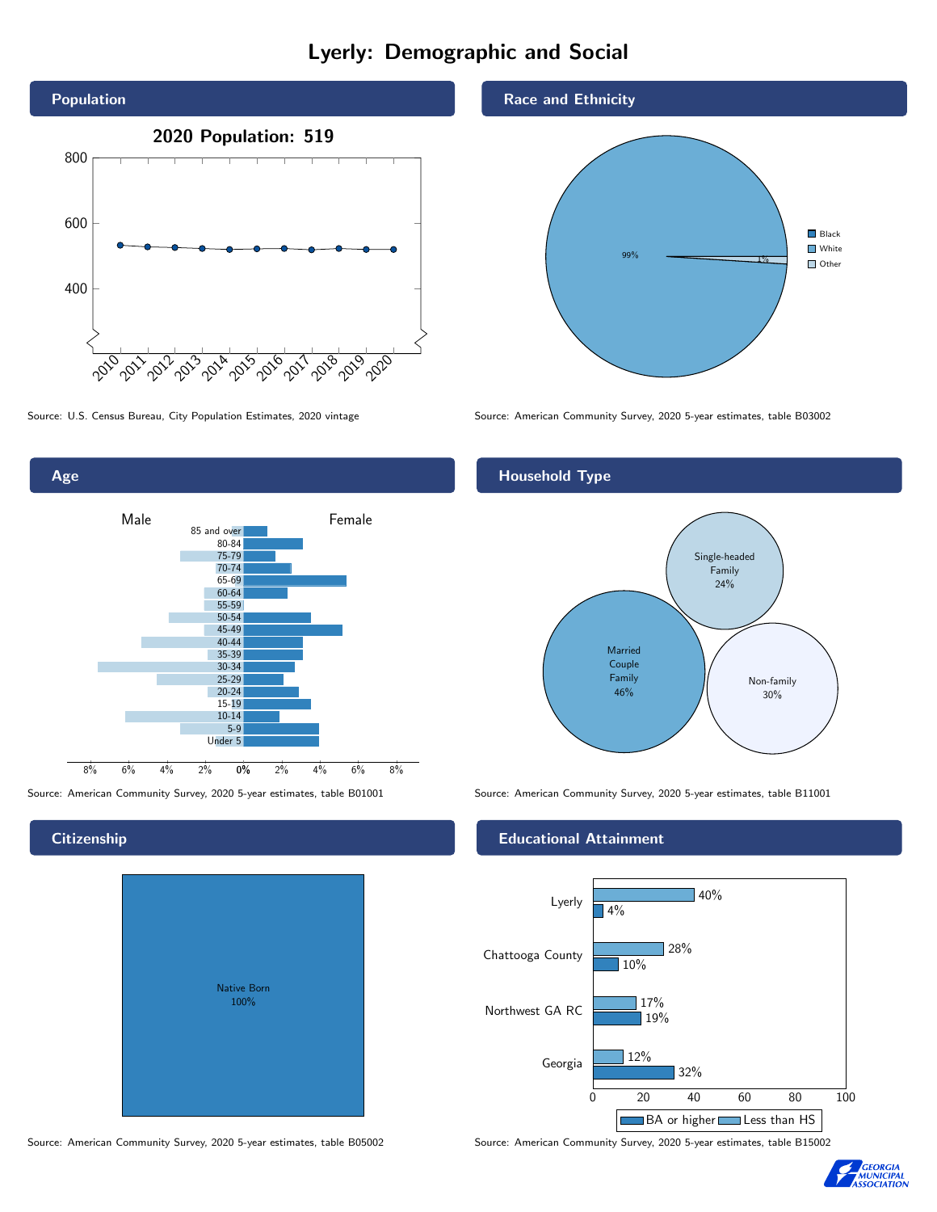# Lyerly: Demographic and Social

## Population

**2020 Population: 519**

Source: U.S. Census Bureau, City Population Estimates, 2020 vintage

## Race and Ethnicity

| Race | Percent |
|---|---|
| Black | |
| White | 99% |
| Other | 1% |

Source: American Community Survey, 2020 5-year estimates, table B03002

## Age

Source: American Community Survey, 2020 5-year estimates, table B01001

## Household Type

| Household Type | Percent |
|---|---|
| Married Couple Family | 46% |
| Single-headed Family | 24% |
| Non-family | 30% |

Source: American Community Survey, 2020 5-year estimates, table B11001

## Citizenship

| Citizenship | Percent |
|---|---|
| Native Born | 100% |

Source: American Community Survey, 2020 5-year estimates, table B05002

## Educational Attainment

| Area | Less than HS | BA or higher |
|---|---|---|
| Lyerly | 40% | 4% |
| Chattooga County | 28% | 10% |
| Northwest GA RC | 17% | 19% |
| Georgia | 12% | 32% |

Source: American Community Survey, 2020 5-year estimates, table B15002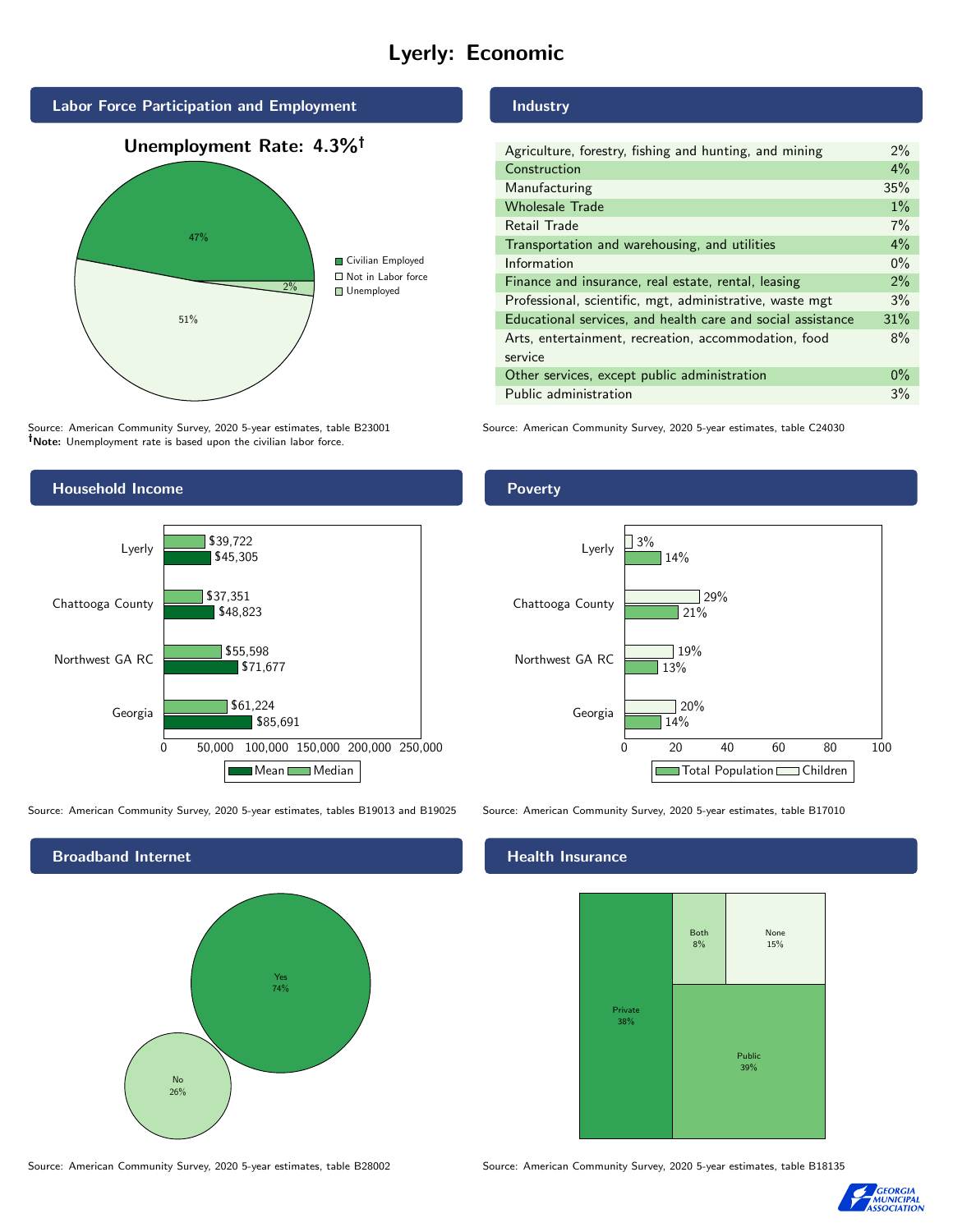# Lyerly: Economic

## Labor Force Participation and Employment

**Unemployment Rate: 4.3%†**

| Category | Percent |
|---|---|
| Civilian Employed | 47% |
| Not in Labor force | 51% |
| Unemployed | 2% |

Source: American Community Survey, 2020 5-year estimates, table B23001
**†Note:** Unemployment rate is based upon the civilian labor force.

## Industry

| Industry | Percent |
|---|---|
| Agriculture, forestry, fishing and hunting, and mining | 2% |
| Construction | 4% |
| Manufacturing | 35% |
| Wholesale Trade | 1% |
| Retail Trade | 7% |
| Transportation and warehousing, and utilities | 4% |
| Information | 0% |
| Finance and insurance, real estate, rental, leasing | 2% |
| Professional, scientific, mgt, administrative, waste mgt | 3% |
| Educational services, and health care and social assistance | 31% |
| Arts, entertainment, recreation, accommodation, food service | 8% |
| Other services, except public administration | 0% |
| Public administration | 3% |

Source: American Community Survey, 2020 5-year estimates, table C24030

## Household Income

| | Median | Mean |
|---|---|---|
| Lyerly | $39,722 | $45,305 |
| Chattooga County | $37,351 | $48,823 |
| Northwest GA RC | $55,598 | $71,677 |
| Georgia | $61,224 | $85,691 |

Source: American Community Survey, 2020 5-year estimates, tables B19013 and B19025

## Poverty

| | Children | Total Population |
|---|---|---|
| Lyerly | 3% | 14% |
| Chattooga County | 29% | 21% |
| Northwest GA RC | 19% | 13% |
| Georgia | 20% | 14% |

Source: American Community Survey, 2020 5-year estimates, table B17010

## Broadband Internet

| | Percent |
|---|---|
| Yes | 74% |
| No | 26% |

Source: American Community Survey, 2020 5-year estimates, table B28002

## Health Insurance

| | Percent |
|---|---|
| Private | 38% |
| Public | 39% |
| Both | 8% |
| None | 15% |

Source: American Community Survey, 2020 5-year estimates, table B18135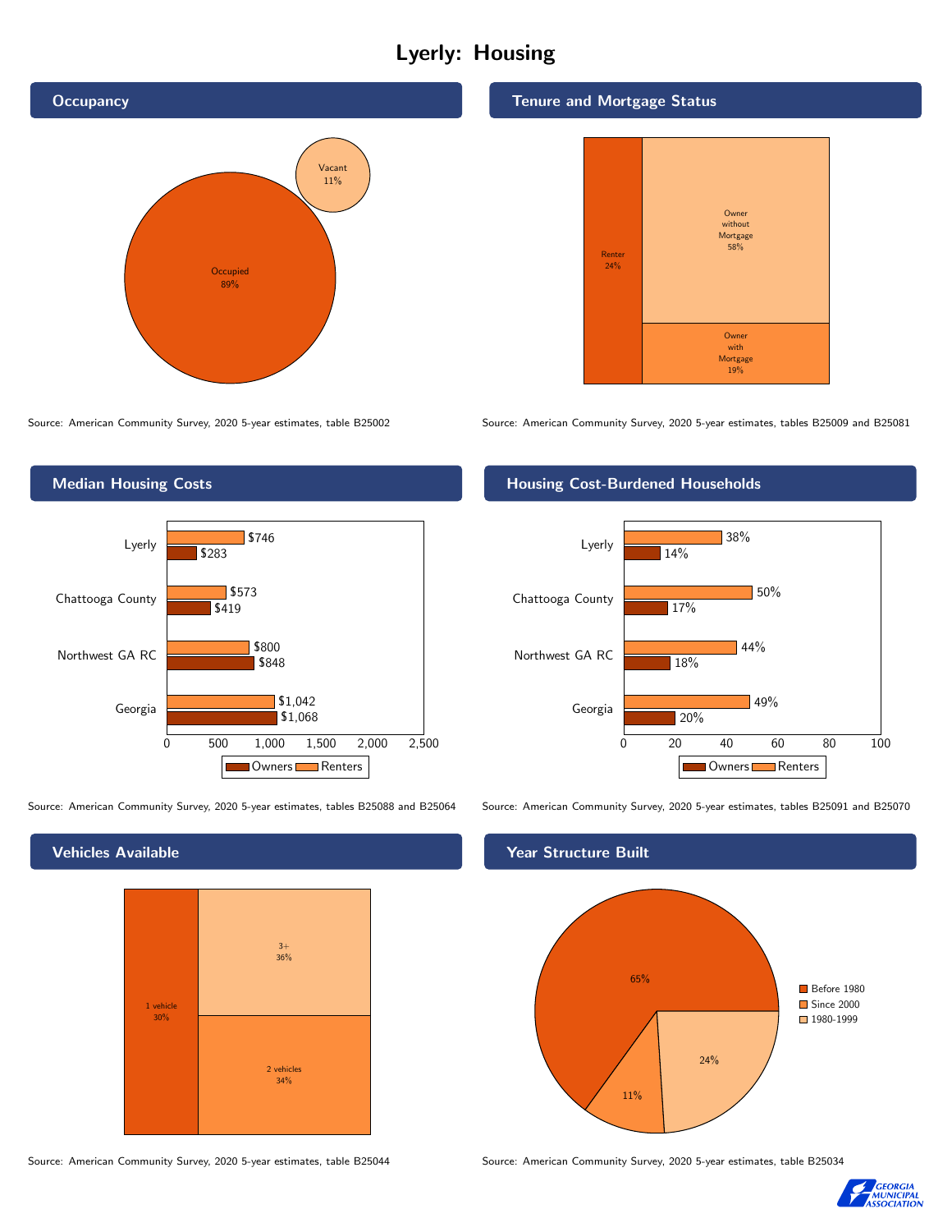# Lyerly: Housing

## Occupancy

Vacant
11%

Occupied
89%

Source: American Community Survey, 2020 5-year estimates, table B25002

## Tenure and Mortgage Status

Renter
24%

Owner without Mortgage
58%

Owner with Mortgage
19%

Source: American Community Survey, 2020 5-year estimates, tables B25009 and B25081

## Median Housing Costs

Lyerly
$746
$283

Chattooga County
$573
$419

Northwest GA RC
$800
$848

Georgia
$1,042
$1,068

0 500 1,000 1,500 2,000 2,500

Owners Renters

Source: American Community Survey, 2020 5-year estimates, tables B25088 and B25064

## Housing Cost-Burdened Households

Lyerly
38%
14%

Chattooga County
50%
17%

Northwest GA RC
44%
18%

Georgia
49%
20%

0 20 40 60 80 100

Owners Renters

Source: American Community Survey, 2020 5-year estimates, tables B25091 and B25070

## Vehicles Available

1 vehicle
30%

3+
36%

2 vehicles
34%

Source: American Community Survey, 2020 5-year estimates, table B25044

## Year Structure Built

65%

11%

24%

Before 1980
Since 2000
1980-1999

Source: American Community Survey, 2020 5-year estimates, table B25034